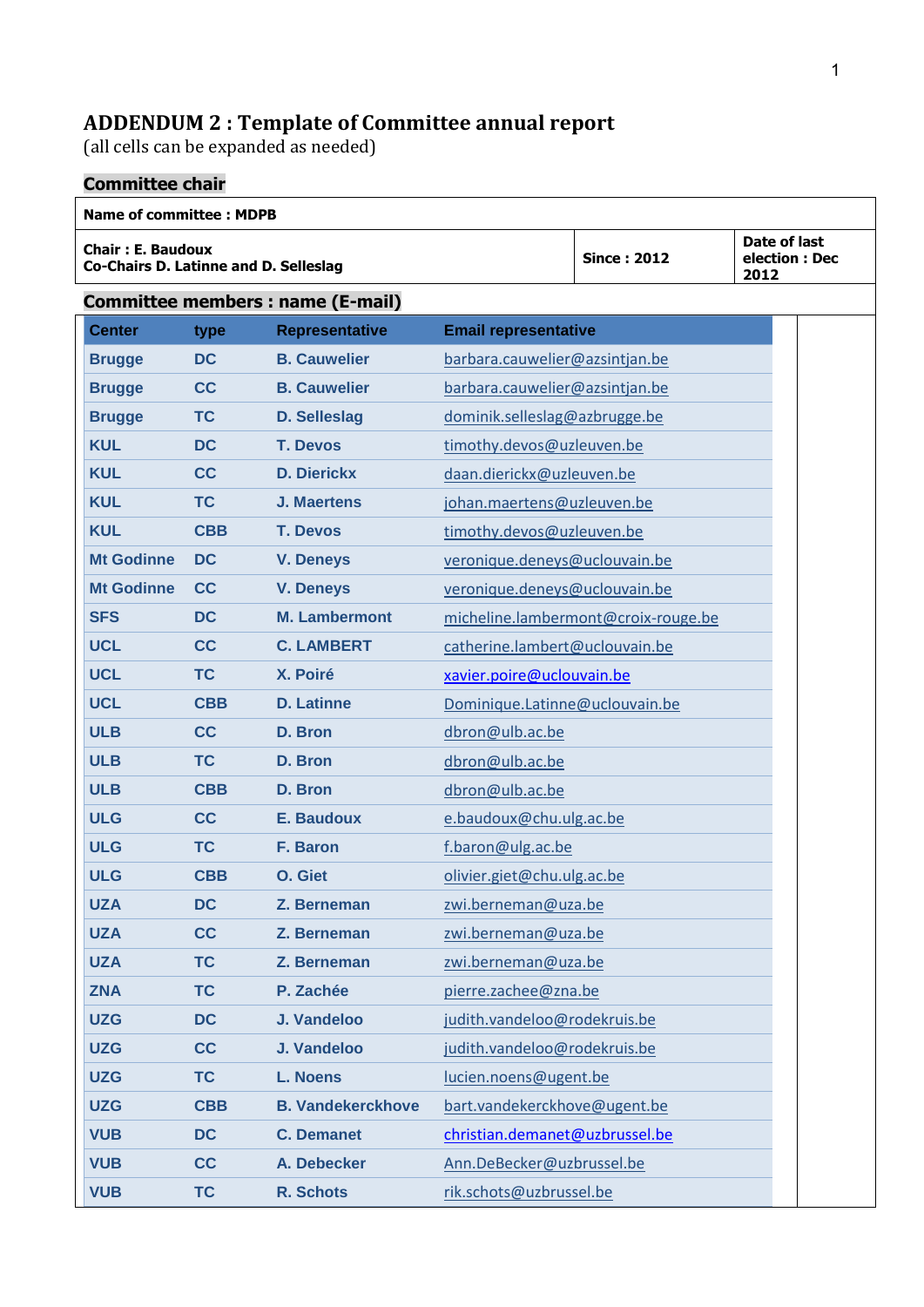# ADDENDUM 2 : Template of Committee annual report

(all cells can be expanded as needed)

## Committee chair

| Name of committee : MDPB | | |
|---|---|---|
| **Chair : E. Baudoux**<br>**Co-Chairs D. Latinne and D. Selleslag** | **Since : 2012** | **Date of last election : Dec 2012** |

## Committee members : name (E-mail)

| Center | type | Representative | Email representative |
|---|---|---|---|
| Brugge | DC | B. Cauwelier | barbara.cauwelier@azsintjan.be |
| Brugge | CC | B. Cauwelier | barbara.cauwelier@azsintjan.be |
| Brugge | TC | D. Selleslag | dominik.selleslag@azbrugge.be |
| KUL | DC | T. Devos | timothy.devos@uzleuven.be |
| KUL | CC | D. Dierickx | daan.dierickx@uzleuven.be |
| KUL | TC | J. Maertens | johan.maertens@uzleuven.be |
| KUL | CBB | T. Devos | timothy.devos@uzleuven.be |
| Mt Godinne | DC | V. Deneys | veronique.deneys@uclouvain.be |
| Mt Godinne | CC | V. Deneys | veronique.deneys@uclouvain.be |
| SFS | DC | M. Lambermont | micheline.lambermont@croix-rouge.be |
| UCL | CC | C. LAMBERT | catherine.lambert@uclouvain.be |
| UCL | TC | X. Poiré | xavier.poire@uclouvain.be |
| UCL | CBB | D. Latinne | Dominique.Latinne@uclouvain.be |
| ULB | CC | D. Bron | dbron@ulb.ac.be |
| ULB | TC | D. Bron | dbron@ulb.ac.be |
| ULB | CBB | D. Bron | dbron@ulb.ac.be |
| ULG | CC | E. Baudoux | e.baudoux@chu.ulg.ac.be |
| ULG | TC | F. Baron | f.baron@ulg.ac.be |
| ULG | CBB | O. Giet | olivier.giet@chu.ulg.ac.be |
| UZA | DC | Z. Berneman | zwi.berneman@uza.be |
| UZA | CC | Z. Berneman | zwi.berneman@uza.be |
| UZA | TC | Z. Berneman | zwi.berneman@uza.be |
| ZNA | TC | P. Zachée | pierre.zachee@zna.be |
| UZG | DC | J. Vandeloo | judith.vandeloo@rodekruis.be |
| UZG | CC | J. Vandeloo | judith.vandeloo@rodekruis.be |
| UZG | TC | L. Noens | lucien.noens@ugent.be |
| UZG | CBB | B. Vandekerckhove | bart.vandekerckhove@ugent.be |
| VUB | DC | C. Demanet | christian.demanet@uzbrussel.be |
| VUB | CC | A. Debecker | Ann.DeBecker@uzbrussel.be |
| VUB | TC | R. Schots | rik.schots@uzbrussel.be |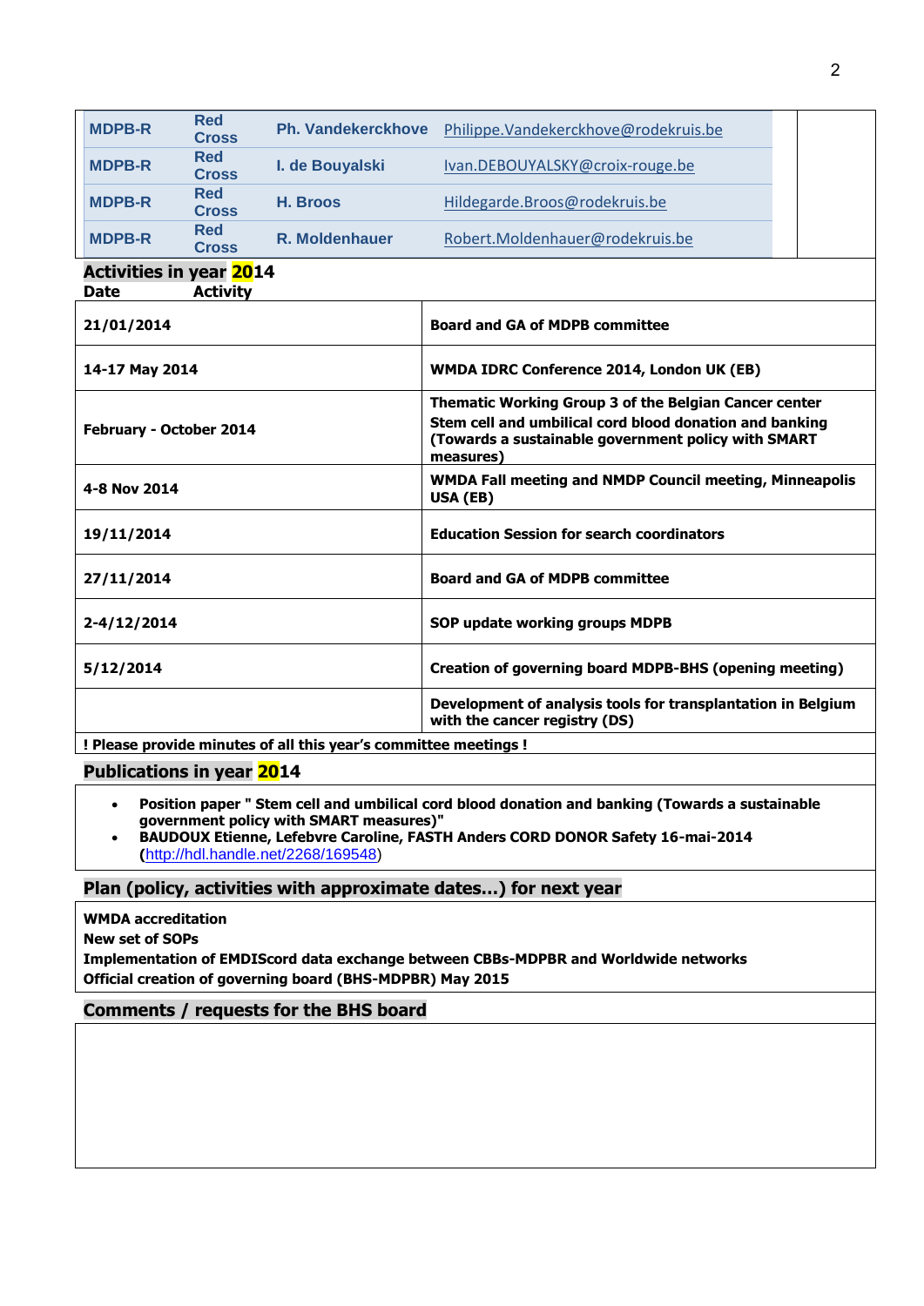| | | | |
|---|---|---|---|
| **MDPB-R** | **Red Cross** | **Ph. Vandekerckhove** | Philippe.Vandekerckhove@rodekruis.be |
| **MDPB-R** | **Red Cross** | **I. de Bouyalski** | Ivan.DEBOUYALSKY@croix-rouge.be |
| **MDPB-R** | **Red Cross** | **H. Broos** | Hildegarde.Broos@rodekruis.be |
| **MDPB-R** | **Red Cross** | **R. Moldenhauer** | Robert.Moldenhauer@rodekruis.be |

## Activities in year 2014

| Date | Activity |
|---|---|
| **21/01/2014** | **Board and GA of MDPB committee** |
| **14-17 May 2014** | **WMDA IDRC Conference 2014, London UK (EB)** |
| **February - October 2014** | **Thematic Working Group 3 of the Belgian Cancer center Stem cell and umbilical cord blood donation and banking (Towards a sustainable government policy with SMART measures)** |
| **4-8 Nov 2014** | **WMDA Fall meeting and NMDP Council meeting, Minneapolis USA (EB)** |
| **19/11/2014** | **Education Session for search coordinators** |
| **27/11/2014** | **Board and GA of MDPB committee** |
| **2-4/12/2014** | **SOP update working groups MDPB** |
| **5/12/2014** | **Creation of governing board MDPB-BHS (opening meeting)** |
| | **Development of analysis tools for transplantation in Belgium with the cancer registry (DS)** |

**! Please provide minutes of all this year's committee meetings !**

## Publications in year 2014

- **Position paper " Stem cell and umbilical cord blood donation and banking (Towards a sustainable government policy with SMART measures)"**
- **BAUDOUX Etienne, Lefebvre Caroline, FASTH Anders CORD DONOR Safety 16-mai-2014 (**http://hdl.handle.net/2268/169548)

## Plan (policy, activities with approximate dates…) for next year

**WMDA accreditation**
**New set of SOPs**
**Implementation of EMDIScord data exchange between CBBs-MDPBR and Worldwide networks**
**Official creation of governing board (BHS-MDPBR) May 2015**

## Comments / requests for the BHS board